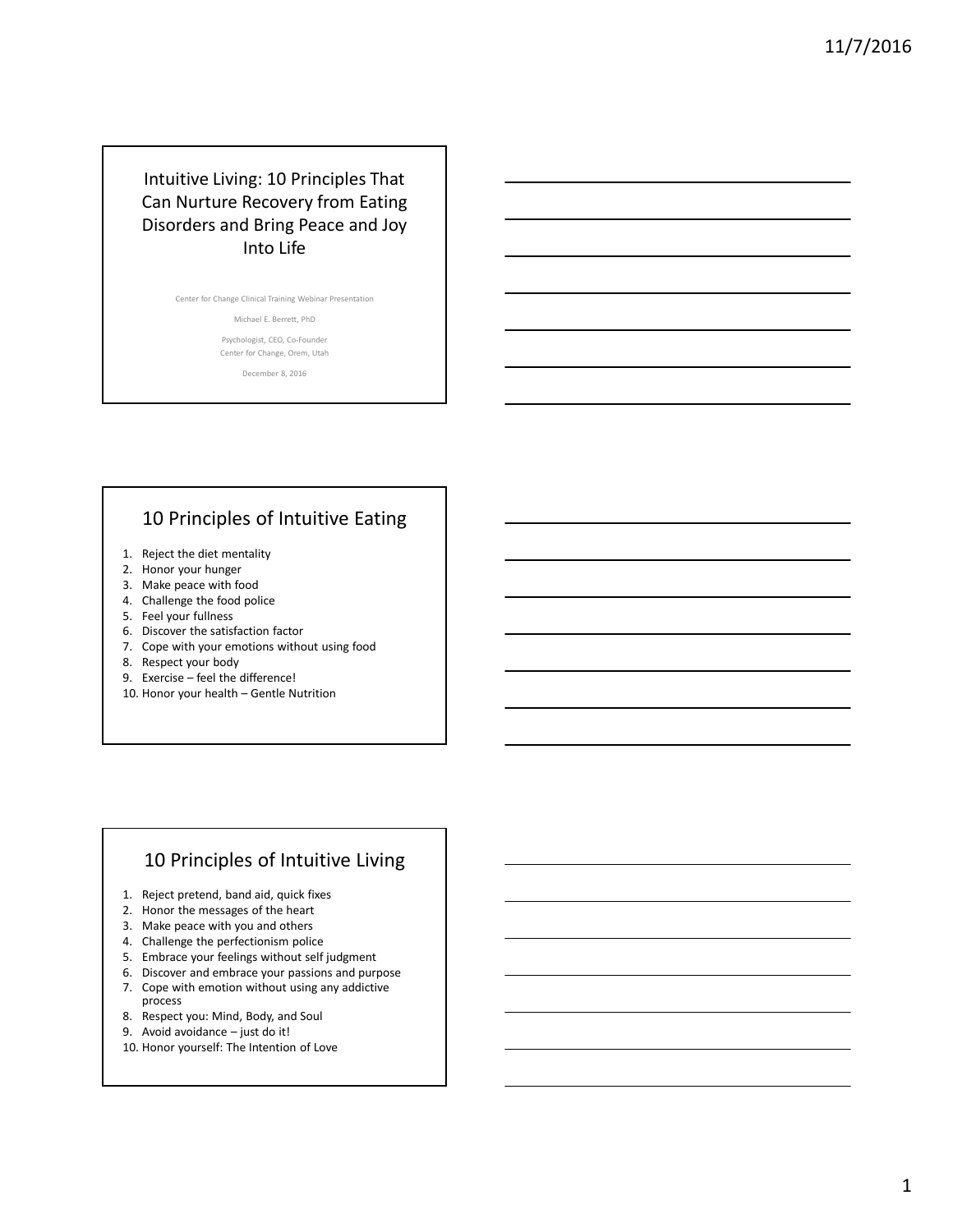# Intuitive Living: 10 Principles That Can Nurture Recovery from Eating Disorders and Bring Peace and Joy Into Life

Center for Change Clinical Training Webinar Presentation

Michael E. Berrett, PhD

Psychologist, CEO, Co-Founder
Center for Change, Orem, Utah

December 8, 2016

## 10 Principles of Intuitive Eating

1. Reject the diet mentality
2. Honor your hunger
3. Make peace with food
4. Challenge the food police
5. Feel your fullness
6. Discover the satisfaction factor
7. Cope with your emotions without using food
8. Respect your body
9. Exercise – feel the difference!
10. Honor your health – Gentle Nutrition

## 10 Principles of Intuitive Living

1. Reject pretend, band aid, quick fixes
2. Honor the messages of the heart
3. Make peace with you and others
4. Challenge the perfectionism police
5. Embrace your feelings without self judgment
6. Discover and embrace your passions and purpose
7. Cope with emotion without using any addictive process
8. Respect you: Mind, Body, and Soul
9. Avoid avoidance – just do it!
10. Honor yourself: The Intention of Love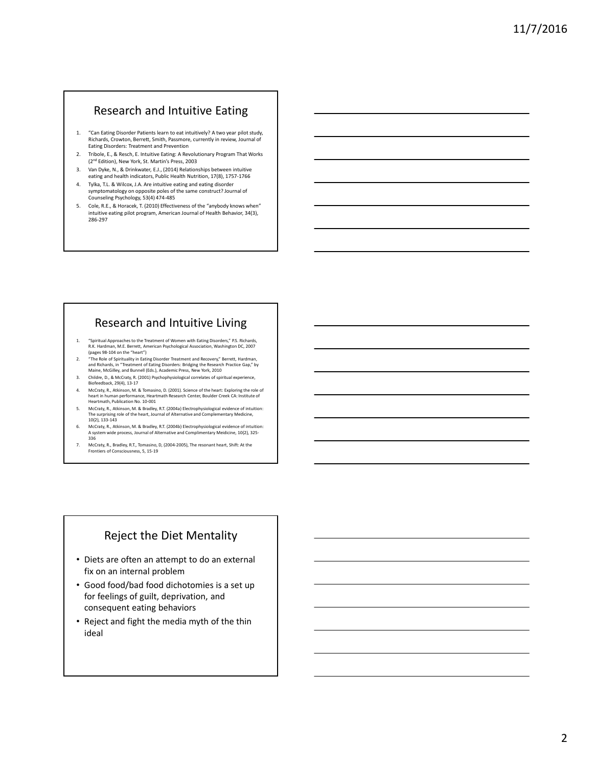## Research and Intuitive Eating

1. "Can Eating Disorder Patients learn to eat intuitively? A two year pilot study, Richards, Crowton, Berrett, Smith, Passmore, currently in review, Journal of Eating Disorders: Treatment and Prevention
2. Tribole, E., & Resch, E. Intuitive Eating: A Revolutionary Program That Works (2nd Edition), New York, St. Martin's Press, 2003
3. Van Dyke, N., & Drinkwater, E.J., (2014) Relationships between intuitive eating and health indicators, Public Health Nutrition, 17(8), 1757-1766
4. Tylka, T.L. & Wilcox, J.A. Are intuitive eating and eating disorder symptomatology on opposite poles of the same construct? Journal of Counseling Psychology, 53(4) 474-485
5. Cole, R.E., & Horacek, T. (2010) Effectiveness of the "anybody knows when" intuitive eating pilot program, American Journal of Health Behavior, 34(3), 286-297

## Research and Intuitive Living

1. "Spiritual Approaches to the Treatment of Women with Eating Disorders," P.S. Richards, R.K. Hardman, M.E. Berrett, American Psychological Association, Washington DC, 2007 (pages 98-104 on the "heart")
2. "The Role of Spirituality in Eating Disorder Treatment and Recovery," Berrett, Hardman, and Richards, in "Treatment of Eating Disorders: Bridging the Research Practice Gap," by Maine, McGilley, and Bunnell (Eds.), Academic Press, New York, 2010
3. Childre, D., & McCraty, R. (2001) Psychophysiological correlates of spiritual experience, Biofeedback, 29(4), 13-17
4. McCraty, R., Atkinson, M. & Tomasino, D. (2001). Science of the heart: Exploring the role of heart in human performance, Heartmath Research Center, Boulder Creek CA: Institute of Heartmath, Publication No. 10-001
5. McCraty, R., Atkinson, M. & Bradley, R.T. (2004a) Electrophysiological evidence of intuition: The surprising role of the heart, Journal of Alternative and Complementary Medicine, 10(2), 133-143
6. McCraty, R., Atkinson, M. & Bradley, R.T. (2004b) Electrophysiological evidence of intuition: A system wide process, Journal of Alternative and Complimentary Meidicine, 10(2), 325-336
7. McCraty, R., Bradley, R.T., Tomasino, D, (2004-2005), The resonant heart, Shift: At the Frontiers of Consciousness, 5, 15-19

## Reject the Diet Mentality

- Diets are often an attempt to do an external fix on an internal problem
- Good food/bad food dichotomies is a set up for feelings of guilt, deprivation, and consequent eating behaviors
- Reject and fight the media myth of the thin ideal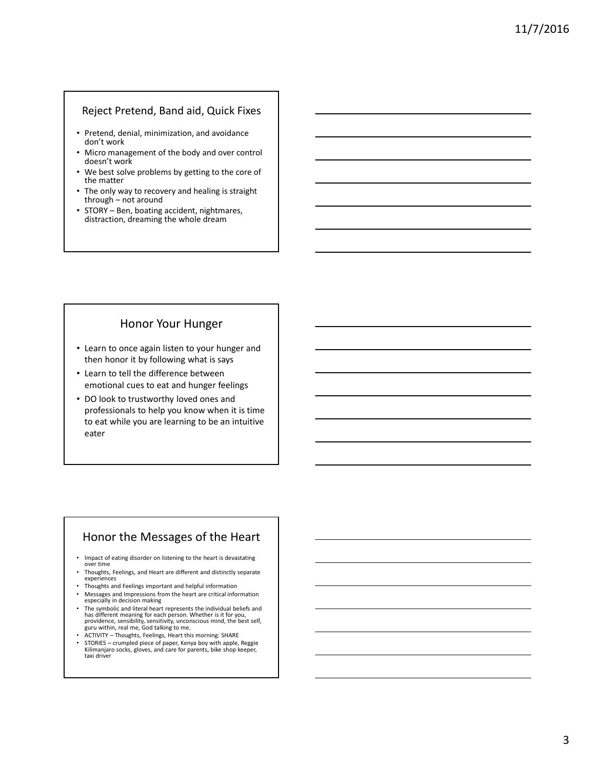## Reject Pretend, Band aid, Quick Fixes

- Pretend, denial, minimization, and avoidance don't work
- Micro management of the body and over control doesn't work
- We best solve problems by getting to the core of the matter
- The only way to recovery and healing is straight through – not around
- STORY – Ben, boating accident, nightmares, distraction, dreaming the whole dream

## Honor Your Hunger

- Learn to once again listen to your hunger and then honor it by following what is says
- Learn to tell the difference between emotional cues to eat and hunger feelings
- DO look to trustworthy loved ones and professionals to help you know when it is time to eat while you are learning to be an intuitive eater

## Honor the Messages of the Heart

- Impact of eating disorder on listening to the heart is devastating over time
- Thoughts, Feelings, and Heart are different and distinctly separate experiences
- Thoughts and Feelings important and helpful information
- Messages and Impressions from the heart are critical information especially in decision making
- The symbolic and literal heart represents the individual beliefs and has different meaning for each person. Whether is it for you, providence, sensibility, sensitivity, unconscious mind, the best self, guru within, real me, God talking to me.
- ACTIVITY – Thoughts, Feelings, Heart this morning: SHARE
- STORIES – crumpled piece of paper, Kenya boy with apple, Reggie Kilimanjaro socks, gloves, and care for parents, bike shop keeper, taxi driver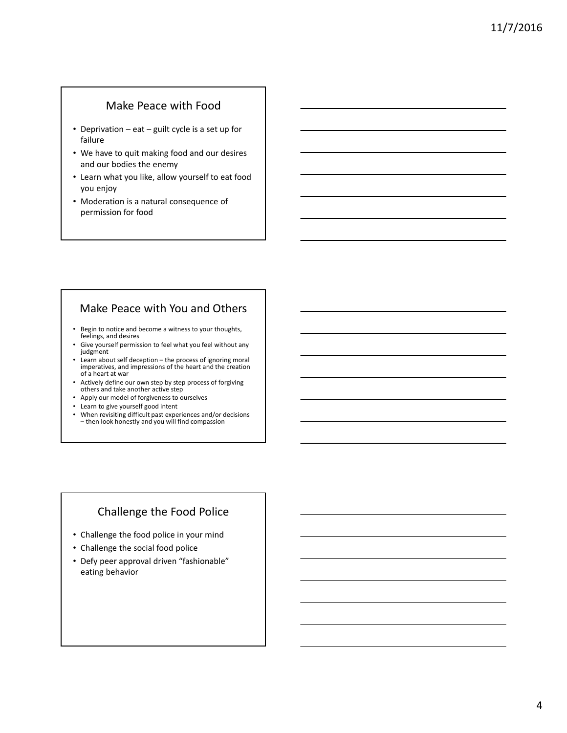## Make Peace with Food

- Deprivation – eat – guilt cycle is a set up for failure
- We have to quit making food and our desires and our bodies the enemy
- Learn what you like, allow yourself to eat food you enjoy
- Moderation is a natural consequence of permission for food

## Make Peace with You and Others

- Begin to notice and become a witness to your thoughts, feelings, and desires
- Give yourself permission to feel what you feel without any judgment
- Learn about self deception – the process of ignoring moral imperatives, and impressions of the heart and the creation of a heart at war
- Actively define our own step by step process of forgiving others and take another active step
- Apply our model of forgiveness to ourselves
- Learn to give yourself good intent
- When revisiting difficult past experiences and/or decisions – then look honestly and you will find compassion

## Challenge the Food Police

- Challenge the food police in your mind
- Challenge the social food police
- Defy peer approval driven "fashionable" eating behavior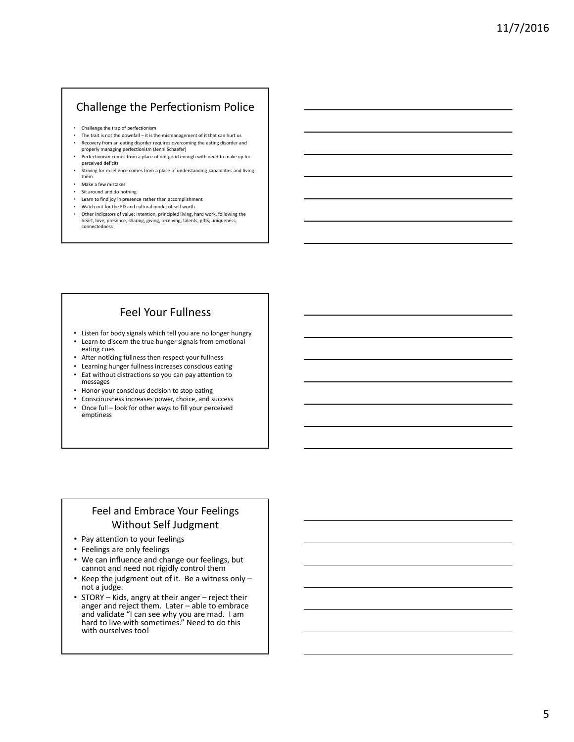## Challenge the Perfectionism Police

- Challenge the trap of perfectionism
- The trait is not the downfall – it is the mismanagement of it that can hurt us
- Recovery from an eating disorder requires overcoming the eating disorder and properly managing perfectionism (Jenni Schaefer)
- Perfectionism comes from a place of not good enough with need to make up for perceived deficits
- Striving for excellence comes from a place of understanding capabilities and living them
- Make a few mistakes
- Sit around and do nothing
- Learn to find joy in presence rather than accomplishment
- Watch out for the ED and cultural model of self worth
- Other indicators of value: intention, principled living, hard work, following the heart, love, presence, sharing, giving, receiving, talents, gifts, uniqueness, connectedness

## Feel Your Fullness

- Listen for body signals which tell you are no longer hungry
- Learn to discern the true hunger signals from emotional eating cues
- After noticing fullness then respect your fullness
- Learning hunger fullness increases conscious eating
- Eat without distractions so you can pay attention to messages
- Honor your conscious decision to stop eating
- Consciousness increases power, choice, and success
- Once full – look for other ways to fill your perceived emptiness

## Feel and Embrace Your Feelings Without Self Judgment

- Pay attention to your feelings
- Feelings are only feelings
- We can influence and change our feelings, but cannot and need not rigidly control them
- Keep the judgment out of it. Be a witness only – not a judge.
- STORY – Kids, angry at their anger – reject their anger and reject them. Later – able to embrace and validate "I can see why you are mad. I am hard to live with sometimes." Need to do this with ourselves too!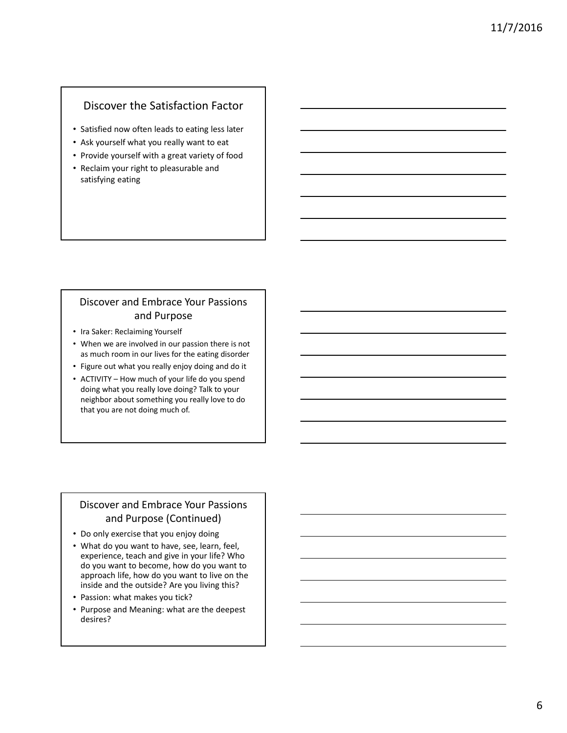## Discover the Satisfaction Factor

- Satisfied now often leads to eating less later
- Ask yourself what you really want to eat
- Provide yourself with a great variety of food
- Reclaim your right to pleasurable and satisfying eating

## Discover and Embrace Your Passions and Purpose

- Ira Saker: Reclaiming Yourself
- When we are involved in our passion there is not as much room in our lives for the eating disorder
- Figure out what you really enjoy doing and do it
- ACTIVITY – How much of your life do you spend doing what you really love doing? Talk to your neighbor about something you really love to do that you are not doing much of.

## Discover and Embrace Your Passions and Purpose (Continued)

- Do only exercise that you enjoy doing
- What do you want to have, see, learn, feel, experience, teach and give in your life? Who do you want to become, how do you want to approach life, how do you want to live on the inside and the outside? Are you living this?
- Passion: what makes you tick?
- Purpose and Meaning: what are the deepest desires?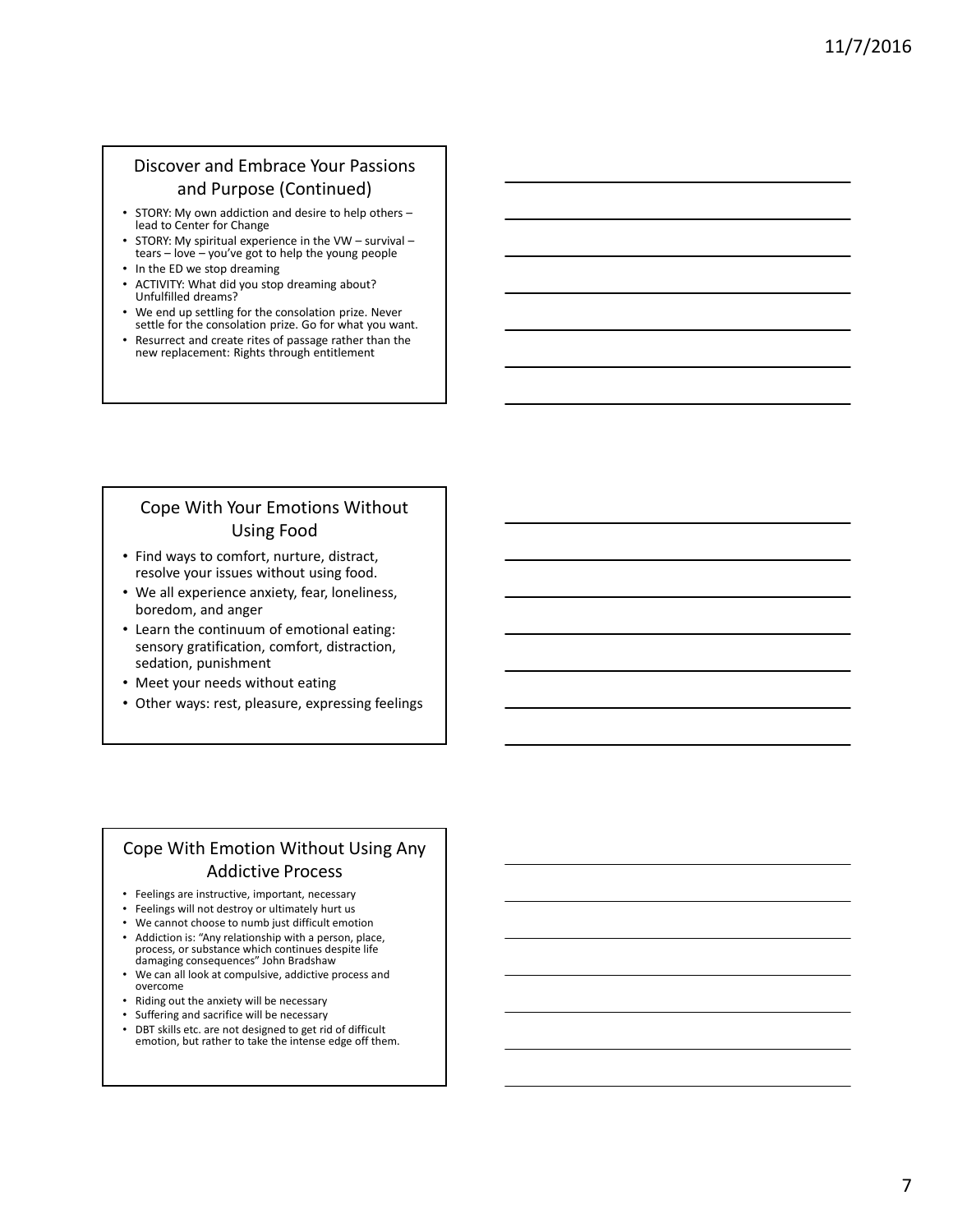## Discover and Embrace Your Passions and Purpose (Continued)

- STORY: My own addiction and desire to help others – lead to Center for Change
- STORY: My spiritual experience in the VW – survival – tears – love – you've got to help the young people
- In the ED we stop dreaming
- ACTIVITY: What did you stop dreaming about? Unfulfilled dreams?
- We end up settling for the consolation prize. Never settle for the consolation prize. Go for what you want.
- Resurrect and create rites of passage rather than the new replacement: Rights through entitlement

## Cope With Your Emotions Without Using Food

- Find ways to comfort, nurture, distract, resolve your issues without using food.
- We all experience anxiety, fear, loneliness, boredom, and anger
- Learn the continuum of emotional eating: sensory gratification, comfort, distraction, sedation, punishment
- Meet your needs without eating
- Other ways: rest, pleasure, expressing feelings

## Cope With Emotion Without Using Any Addictive Process

- Feelings are instructive, important, necessary
- Feelings will not destroy or ultimately hurt us
- We cannot choose to numb just difficult emotion
- Addiction is: "Any relationship with a person, place, process, or substance which continues despite life damaging consequences" John Bradshaw
- We can all look at compulsive, addictive process and overcome
- Riding out the anxiety will be necessary
- Suffering and sacrifice will be necessary
- DBT skills etc. are not designed to get rid of difficult emotion, but rather to take the intense edge off them.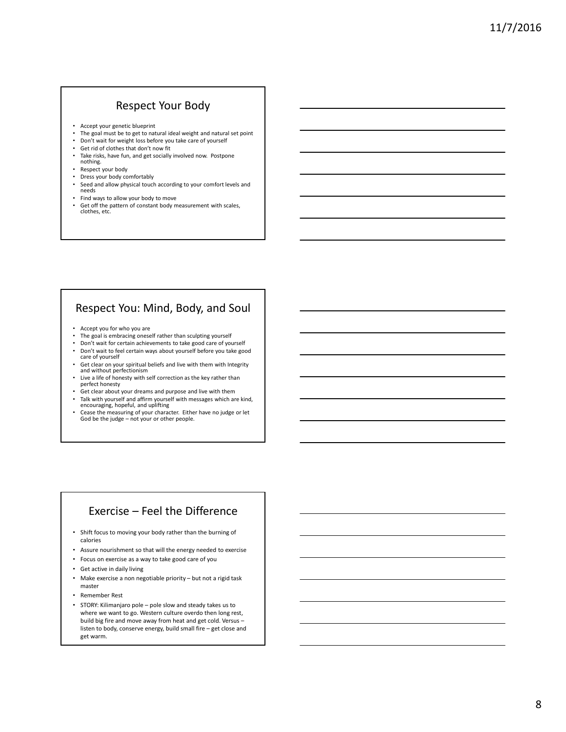## Respect Your Body

- Accept your genetic blueprint
- The goal must be to get to natural ideal weight and natural set point
- Don't wait for weight loss before you take care of yourself
- Get rid of clothes that don't now fit
- Take risks, have fun, and get socially involved now. Postpone nothing.
- Respect your body
- Dress your body comfortably
- Seed and allow physical touch according to your comfort levels and needs
- Find ways to allow your body to move
- Get off the pattern of constant body measurement with scales, clothes, etc.

## Respect You: Mind, Body, and Soul

- Accept you for who you are
- The goal is embracing oneself rather than sculpting yourself
- Don't wait for certain achievements to take good care of yourself
- Don't wait to feel certain ways about yourself before you take good care of yourself
- Get clear on your spiritual beliefs and live with them with Integrity and without perfectionism
- Live a life of honesty with self correction as the key rather than perfect honesty
- Get clear about your dreams and purpose and live with them
- Talk with yourself and affirm yourself with messages which are kind, encouraging, hopeful, and uplifting
- Cease the measuring of your character. Either have no judge or let God be the judge – not your or other people.

## Exercise – Feel the Difference

- Shift focus to moving your body rather than the burning of calories
- Assure nourishment so that will the energy needed to exercise
- Focus on exercise as a way to take good care of you
- Get active in daily living
- Make exercise a non negotiable priority – but not a rigid task master
- Remember Rest
- STORY: Kilimanjaro pole – pole slow and steady takes us to where we want to go. Western culture overdo then long rest, build big fire and move away from heat and get cold. Versus – listen to body, conserve energy, build small fire – get close and get warm.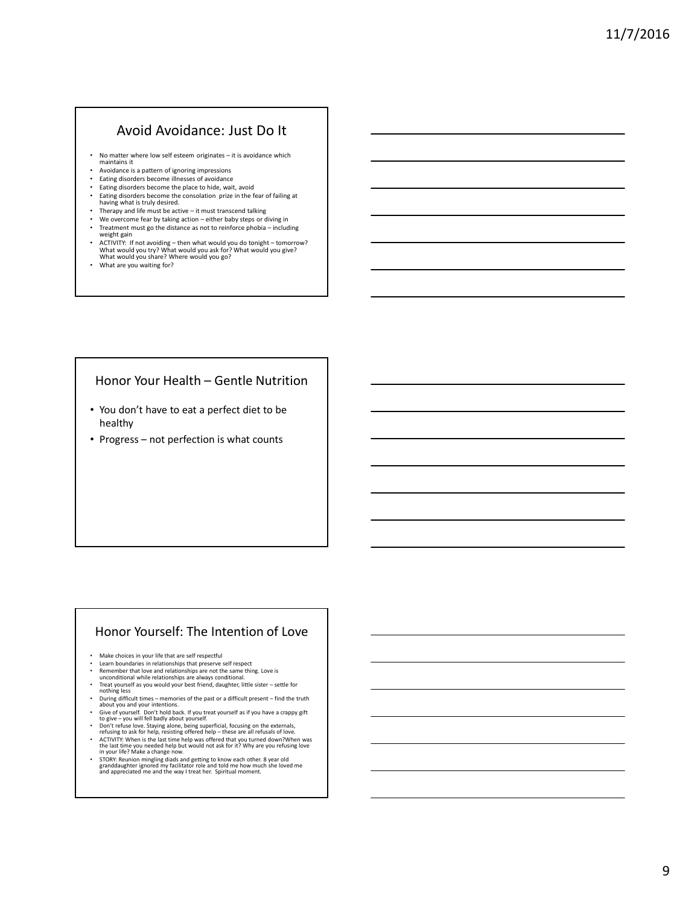## Avoid Avoidance: Just Do It

- No matter where low self esteem originates – it is avoidance which maintains it
- Avoidance is a pattern of ignoring impressions
- Eating disorders become illnesses of avoidance
- Eating disorders become the place to hide, wait, avoid
- Eating disorders become the consolation prize in the fear of failing at having what is truly desired.
- Therapy and life must be active – it must transcend talking
- We overcome fear by taking action – either baby steps or diving in
- Treatment must go the distance as not to reinforce phobia – including weight gain
- ACTIVITY: If not avoiding – then what would you do tonight – tomorrow? What would you try? What would you ask for? What would you give? What would you share? Where would you go?
- What are you waiting for?

## Honor Your Health – Gentle Nutrition

- You don't have to eat a perfect diet to be healthy
- Progress – not perfection is what counts

## Honor Yourself: The Intention of Love

- Make choices in your life that are self respectful
- Learn boundaries in relationships that preserve self respect
- Remember that love and relationships are not the same thing. Love is unconditional while relationships are always conditional.
- Treat yourself as you would your best friend, daughter, little sister – settle for nothing less
- During difficult times – memories of the past or a difficult present – find the truth about you and your intentions.
- Give of yourself. Don't hold back. If you treat yourself as if you have a crappy gift to give – you will fell badly about yourself.
- Don't refuse love. Staying alone, being superficial, focusing on the externals, refusing to ask for help, resisting offered help – these are all refusals of love.
- ACTIVITY: When is the last time help was offered that you turned down?When was the last time you needed help but would not ask for it? Why are you refusing love in your life? Make a change now.
- STORY: Reunion mingling diads and getting to know each other. 8 year old granddaughter ignored my facilitator role and told me how much she loved me and appreciated me and the way I treat her. Spiritual moment.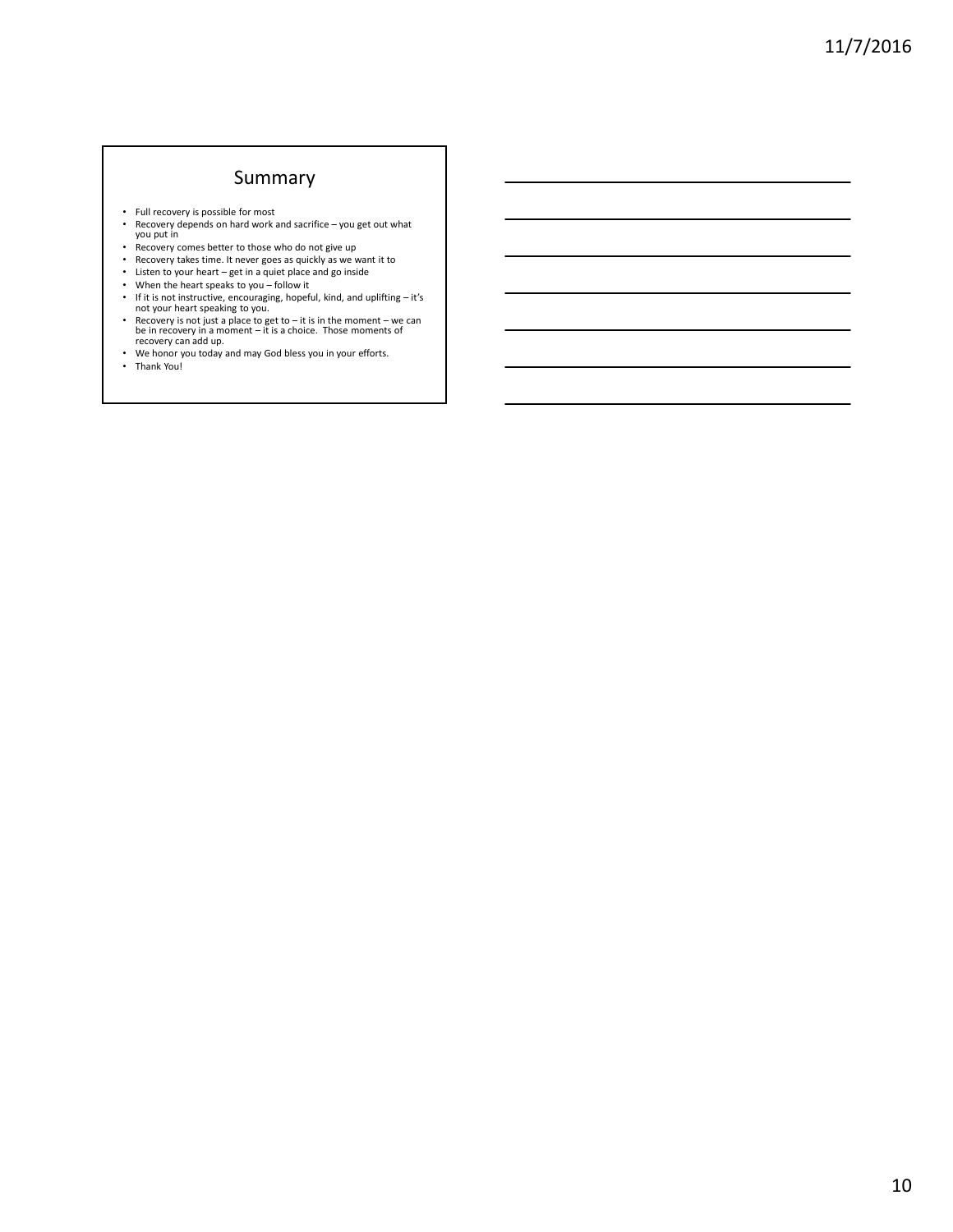## Summary

- Full recovery is possible for most
- Recovery depends on hard work and sacrifice – you get out what you put in
- Recovery comes better to those who do not give up
- Recovery takes time. It never goes as quickly as we want it to
- Listen to your heart – get in a quiet place and go inside
- When the heart speaks to you – follow it
- If it is not instructive, encouraging, hopeful, kind, and uplifting – it's not your heart speaking to you.
- Recovery is not just a place to get to – it is in the moment – we can be in recovery in a moment – it is a choice. Those moments of recovery can add up.
- We honor you today and may God bless you in your efforts.
- Thank You!